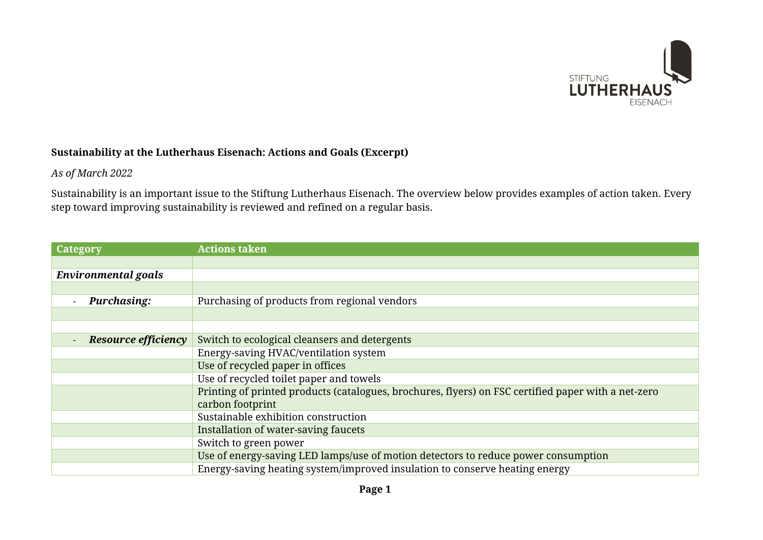**Sustainability at the Lutherhaus Eisenach: Actions and Goals (Excerpt)**

*As of March 2022*

Sustainability is an important issue to the Stiftung Lutherhaus Eisenach. The overview below provides examples of action taken. Every step toward improving sustainability is reviewed and refined on a regular basis.

| Category | Actions taken |
|---|---|
| | |
| ***Environmental goals*** | |
| | |
| - ***Purchasing:*** | Purchasing of products from regional vendors |
| | |
| | |
| - ***Resource efficiency*** | Switch to ecological cleansers and detergents |
| | Energy-saving HVAC/ventilation system |
| | Use of recycled paper in offices |
| | Use of recycled toilet paper and towels |
| | Printing of printed products (catalogues, brochures, flyers) on FSC certified paper with a net-zero carbon footprint |
| | Sustainable exhibition construction |
| | Installation of water-saving faucets |
| | Switch to green power |
| | Use of energy-saving LED lamps/use of motion detectors to reduce power consumption |
| | Energy-saving heating system/improved insulation to conserve heating energy |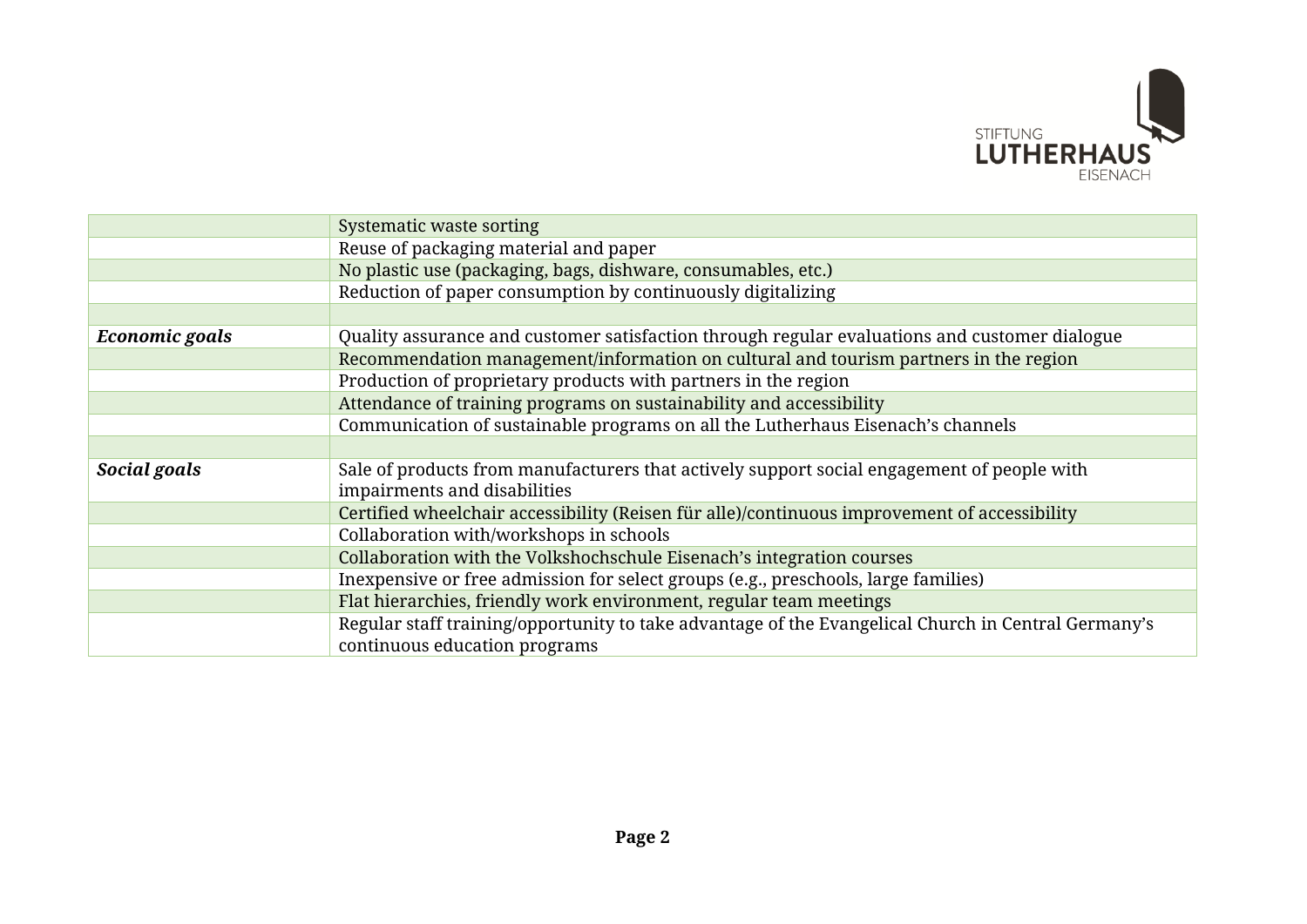| | |
|---|---|
| | Systematic waste sorting |
| | Reuse of packaging material and paper |
| | No plastic use (packaging, bags, dishware, consumables, etc.) |
| | Reduction of paper consumption by continuously digitalizing |
| | |
| ***Economic goals*** | Quality assurance and customer satisfaction through regular evaluations and customer dialogue |
| | Recommendation management/information on cultural and tourism partners in the region |
| | Production of proprietary products with partners in the region |
| | Attendance of training programs on sustainability and accessibility |
| | Communication of sustainable programs on all the Lutherhaus Eisenach's channels |
| | |
| ***Social goals*** | Sale of products from manufacturers that actively support social engagement of people with impairments and disabilities |
| | Certified wheelchair accessibility (Reisen für alle)/continuous improvement of accessibility |
| | Collaboration with/workshops in schools |
| | Collaboration with the Volkshochschule Eisenach's integration courses |
| | Inexpensive or free admission for select groups (e.g., preschools, large families) |
| | Flat hierarchies, friendly work environment, regular team meetings |
| | Regular staff training/opportunity to take advantage of the Evangelical Church in Central Germany's continuous education programs |